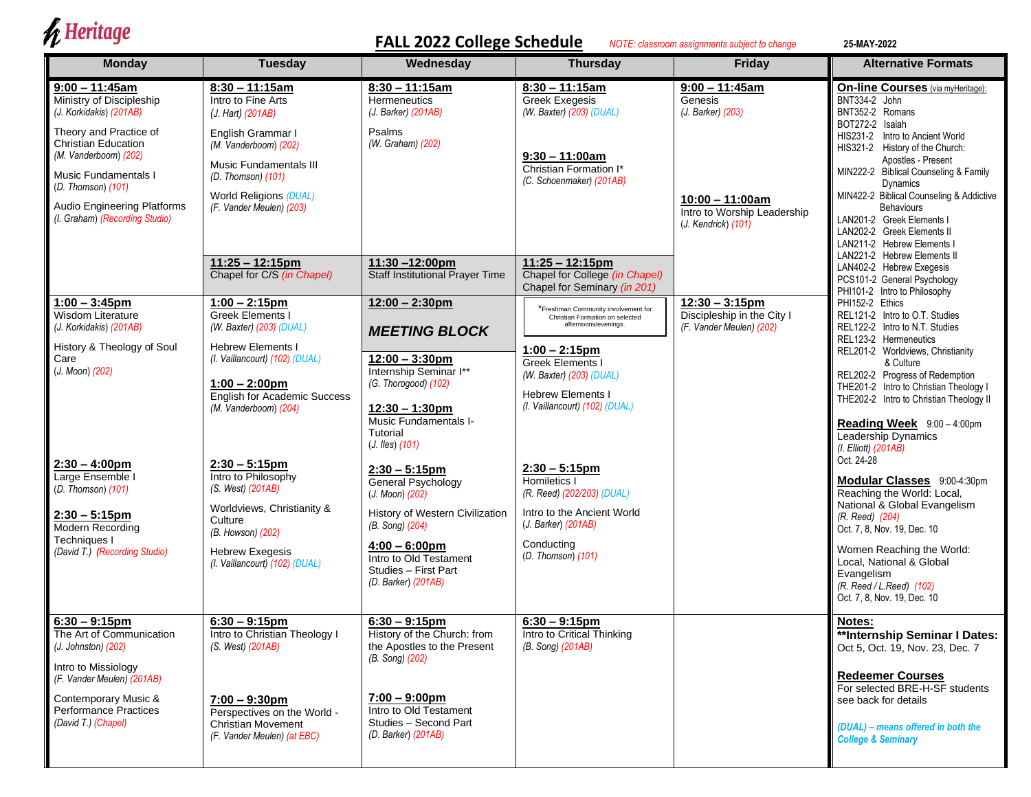# Heritage

## FALL 2022 College Schedule

*NOTE: classroom assignments subject to change*

25-MAY-2022

| Monday | Tuesday | Wednesday | Thursday | Friday | Alternative Formats |
|---|---|---|---|---|---|
| **9:00 – 11:45am**<br>Ministry of Discipleship<br>*(J. Korkidakis) (201AB)*<br><br>Theory and Practice of Christian Education<br>*(M. Vanderboom) (202)*<br><br>Music Fundamentals I<br>*(D. Thomson) (101)*<br><br>Audio Engineering Platforms<br>*(I. Graham) (Recording Studio)* | **8:30 – 11:15am**<br>Intro to Fine Arts<br>*(J. Hart) (201AB)*<br><br>English Grammar I<br>*(M. Vanderboom) (202)*<br><br>Music Fundamentals III<br>*(D. Thomson) (101)*<br><br>World Religions *(DUAL)*<br>*(F. Vander Meulen) (203)*<br><br>**11:25 – 12:15pm**<br>Chapel for C/S *(in Chapel)* | **8:30 – 11:15am**<br>Hermeneutics<br>*(J. Barker) (201AB)*<br><br>Psalms<br>*(W. Graham) (202)*<br><br>**11:30 –12:00pm**<br>Staff Institutional Prayer Time | **8:30 – 11:15am**<br>Greek Exegesis<br>*(W. Baxter) (203) (DUAL)*<br><br>**9:30 – 11:00am**<br>Christian Formation I*<br>*(C. Schoenmaker) (201AB)*<br><br>**11:25 – 12:15pm**<br>Chapel for College *(in Chapel)*<br>Chapel for Seminary *(in 201)* | **9:00 – 11:45am**<br>Genesis<br>*(J. Barker) (203)*<br><br>**10:00 – 11:00am**<br>Intro to Worship Leadership<br>*(J. Kendrick) (101)* | **On-line Courses** (via myHeritage):<br>BNT334-2 John<br>BNT352-2 Romans<br>BOT272-2 Isaiah<br>HIS231-2 Intro to Ancient World<br>HIS321-2 History of the Church: Apostles - Present<br>MIN222-2 Biblical Counseling & Family Dynamics<br>MIN422-2 Biblical Counseling & Addictive Behaviours<br>LAN201-2 Greek Elements I<br>LAN202-2 Greek Elements II<br>LAN211-2 Hebrew Elements I<br>LAN221-2 Hebrew Elements II<br>LAN402-2 Hebrew Exegesis<br>PCS101-2 General Psychology<br>PHI101-2 Intro to Philosophy<br>PHI152-2 Ethics<br>REL121-2 Intro to O.T. Studies<br>REL122-2 Intro to N.T. Studies<br>REL123-2 Hermeneutics<br>REL201-2 Worldviews, Christianity & Culture<br>REL202-2 Progress of Redemption<br>THE201-2 Intro to Christian Theology I<br>THE202-2 Intro to Christian Theology II |
| **1:00 – 3:45pm**<br>Wisdom Literature<br>*(J. Korkidakis) (201AB)*<br><br>History & Theology of Soul Care<br>*(J. Moon) (202)*<br><br>**2:30 – 4:00pm**<br>Large Ensemble I<br>*(D. Thomson) (101)*<br><br>**2:30 – 5:15pm**<br>Modern Recording Techniques I<br>*(David T.) (Recording Studio)* | **1:00 – 2:15pm**<br>Greek Elements I<br>*(W. Baxter) (203) (DUAL)*<br><br>Hebrew Elements I<br>*(I. Vaillancourt) (102) (DUAL)*<br><br>**1:00 – 2:00pm**<br>English for Academic Success<br>*(M. Vanderboom) (204)*<br><br>**2:30 – 5:15pm**<br>Intro to Philosophy<br>*(S. West) (201AB)*<br><br>Worldviews, Christianity & Culture<br>*(B. Howson) (202)*<br><br>Hebrew Exegesis<br>*(I. Vaillancourt) (102) (DUAL)* | **12:00 – 2:30pm**<br>***MEETING BLOCK***<br><br>**12:00 – 3:30pm**<br>Internship Seminar I**<br>*(G. Thorogood) (102)*<br><br>**12:30 – 1:30pm**<br>Music Fundamentals I-Tutorial<br>*(J. Iles) (101)*<br><br>**2:30 – 5:15pm**<br>General Psychology<br>*(J. Moon) (202)*<br><br>History of Western Civilization<br>*(B. Song) (204)*<br><br>**4:00 – 6:00pm**<br>Intro to Old Testament Studies – First Part<br>*(D. Barker) (201AB)* | *Freshman Community involvement for Christian Formation on selected afternoons/evenings.<br><br>**1:00 – 2:15pm**<br>Greek Elements I<br>*(W. Baxter) (203) (DUAL)*<br><br>Hebrew Elements I<br>*(I. Vaillancourt) (102) (DUAL)*<br><br>**2:30 – 5:15pm**<br>Homiletics I<br>*(R. Reed) (202/203) (DUAL)*<br><br>Intro to the Ancient World<br>*(J. Barker) (201AB)*<br><br>Conducting<br>*(D. Thomson) (101)* | **12:30 – 3:15pm**<br>Discipleship in the City I<br>*(F. Vander Meulen) (202)* | **Reading Week** 9:00 – 4:00pm<br>Leadership Dynamics<br>*(I. Elliott) (201AB)*<br>Oct. 24-28<br><br>**Modular Classes** 9:00-4:30pm<br>Reaching the World: Local, National & Global Evangelism<br>*(R. Reed) (204)*<br>Oct. 7, 8, Nov. 19, Dec. 10<br><br>Women Reaching the World: Local, National & Global Evangelism<br>*(R. Reed / L.Reed) (102)*<br>Oct. 7, 8, Nov. 19, Dec. 10 |
| **6:30 – 9:15pm**<br>The Art of Communication<br>*(J. Johnston) (202)*<br><br>Intro to Missiology<br>*(F. Vander Meulen) (201AB)*<br><br>Contemporary Music & Performance Practices<br>*(David T.) (Chapel)* | **6:30 – 9:15pm**<br>Intro to Christian Theology I<br>*(S. West) (201AB)*<br><br>**7:00 – 9:30pm**<br>Perspectives on the World - Christian Movement<br>*(F. Vander Meulen) (at EBC)* | **6:30 – 9:15pm**<br>History of the Church: from the Apostles to the Present<br>*(B. Song) (202)*<br><br>**7:00 – 9:00pm**<br>Intro to Old Testament Studies – Second Part<br>*(D. Barker) (201AB)* | **6:30 – 9:15pm**<br>Intro to Critical Thinking<br>*(B. Song) (201AB)* | | **Notes:**<br>****Internship Seminar I Dates:**<br>Oct 5, Oct. 19, Nov. 23, Dec. 7<br><br>**Redeemer Courses**<br>For selected BRE-H-SF students see back for details<br><br>***(DUAL) – means offered in both the College & Seminary*** |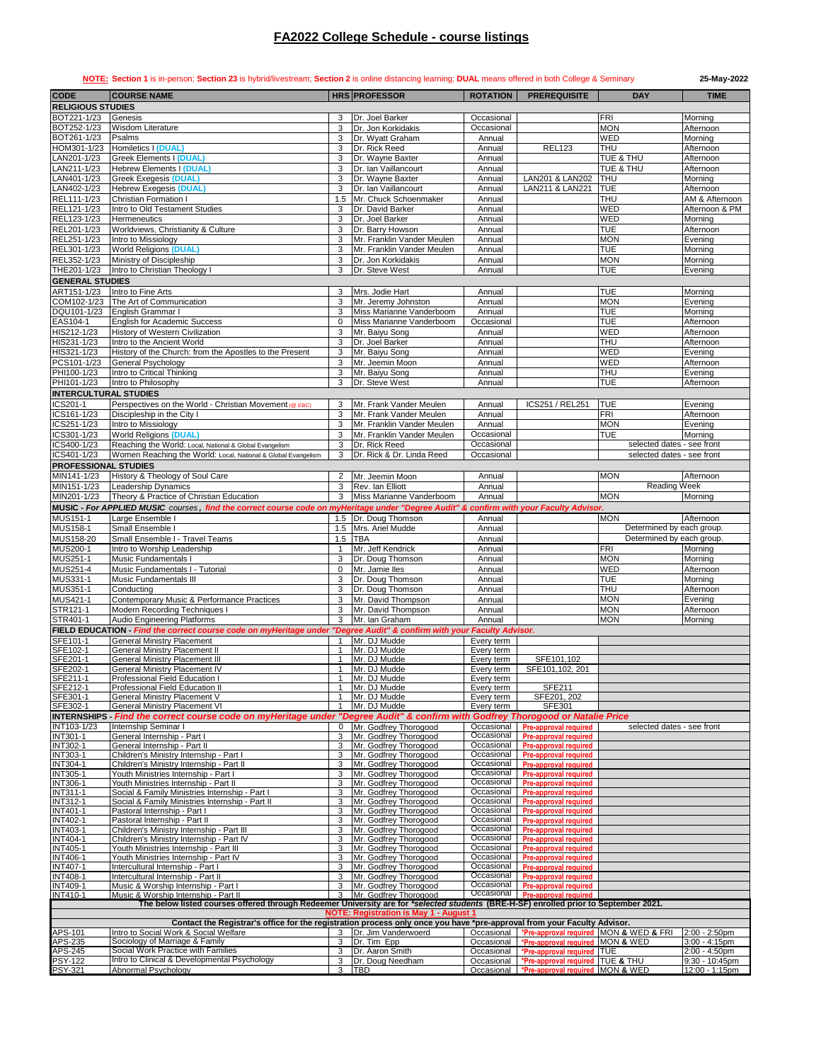# FA2022 College Schedule - course listings

**NOTE: Section 1** is in-person; **Section 23** is hybrid/livestream; **Section 2** is online distancing learning; **DUAL** means offered in both College & Seminary

**25-May-2022**

| CODE | COURSE NAME | HRS | PROFESSOR | ROTATION | PREREQUISITE | DAY | TIME |
|---|---|---|---|---|---|---|---|
| **RELIGIOUS STUDIES** | | | | | | | |
| BOT221-1/23 | Genesis | 3 | Dr. Joel Barker | Occasional | | FRI | Morning |
| BOT252-1/23 | Wisdom Literature | 3 | Dr. Jon Korkidakis | Occasional | | MON | Afternoon |
| BOT261-1/23 | Psalms | 3 | Dr. Wyatt Graham | Annual | | WED | Morning |
| HOM301-1/23 | Homiletics I (DUAL) | 3 | Dr. Rick Reed | Annual | REL123 | THU | Afternoon |
| LAN201-1/23 | Greek Elements I (DUAL) | 3 | Dr. Wayne Baxter | Annual | | TUE & THU | Afternoon |
| LAN211-1/23 | Hebrew Elements I (DUAL) | 3 | Dr. Ian Vaillancourt | Annual | | TUE & THU | Afternoon |
| LAN401-1/23 | Greek Exegesis (DUAL) | 3 | Dr. Wayne Baxter | Annual | LAN201 & LAN202 | THU | Morning |
| LAN402-1/23 | Hebrew Exegesis (DUAL) | 3 | Dr. Ian Vaillancourt | Annual | LAN211 & LAN221 | TUE | Afternoon |
| REL111-1/23 | Christian Formation I | 1.5 | Mr. Chuck Schoenmaker | Annual | | THU | AM & Afternoon |
| REL121-1/23 | Intro to Old Testament Studies | 3 | Dr. David Barker | Annual | | WED | Afternoon & PM |
| REL123-1/23 | Hermeneutics | 3 | Dr. Joel Barker | Annual | | WED | Morning |
| REL201-1/23 | Worldviews, Christianity & Culture | 3 | Dr. Barry Howson | Annual | | TUE | Afternoon |
| REL251-1/23 | Intro to Missiology | 3 | Mr. Franklin Vander Meulen | Annual | | MON | Evening |
| REL301-1/23 | World Religions (DUAL) | 3 | Mr. Franklin Vander Meulen | Annual | | TUE | Morning |
| REL352-1/23 | Ministry of Discipleship | 3 | Dr. Jon Korkidakis | Annual | | MON | Morning |
| THE201-1/23 | Intro to Christian Theology I | 3 | Dr. Steve West | Annual | | TUE | Evening |
| **GENERAL STUDIES** | | | | | | | |
| ART151-1/23 | Intro to Fine Arts | 3 | Mrs. Jodie Hart | Annual | | TUE | Morning |
| COM102-1/23 | The Art of Communication | 3 | Mr. Jeremy Johnston | Annual | | MON | Evening |
| DQU101-1/23 | English Grammar I | 3 | Miss Marianne Vanderboom | Annual | | TUE | Morning |
| EAS104-1 | English for Academic Success | 0 | Miss Marianne Vanderboom | Occasional | | TUE | Afternoon |
| HIS212-1/23 | History of Western Civilization | 3 | Mr. Baiyu Song | Annual | | WED | Afternoon |
| HIS231-1/23 | Intro to the Ancient World | 3 | Dr. Joel Barker | Annual | | THU | Afternoon |
| HIS321-1/23 | History of the Church: from the Apostles to the Present | 3 | Mr. Baiyu Song | Annual | | WED | Evening |
| PCS101-1/23 | General Psychology | 3 | Mr. Jeemin Moon | Annual | | WED | Afternoon |
| PHI100-1/23 | Intro to Critical Thinking | 3 | Mr. Baiyu Song | Annual | | THU | Evening |
| PHI101-1/23 | Intro to Philosophy | 3 | Dr. Steve West | Annual | | TUE | Afternoon |
| **INTERCULTURAL STUDIES** | | | | | | | |
| ICS201-1 | Perspectives on the World - Christian Movement (@ EBC) | 3 | Mr. Frank Vander Meulen | Annual | ICS251 / REL251 | TUE | Evening |
| ICS161-1/23 | Discipleship in the City I | 3 | Mr. Frank Vander Meulen | Annual | | FRI | Afternoon |
| ICS251-1/23 | Intro to Missiology | 3 | Mr. Frank Vander Meulen | Annual | | MON | Evening |
| ICS301-1/23 | World Religions (DUAL) | 3 | Mr. Franklin Vander Meulen | Occasional | | TUE | Morning |
| ICS400-1/23 | Reaching the World: Local, National & Global Evangelism | 3 | Dr. Rick Reed | Occasional | | selected dates - see front | |
| ICS401-1/23 | Women Reaching the World: Local, National & Global Evangelism | 3 | Dr. Rick & Dr. Linda Reed | Occasional | | selected dates - see front | |
| **PROFESSIONAL STUDIES** | | | | | | | |
| MIN141-1/23 | History & Theology of Soul Care | 2 | Mr. Jeemin Moon | Annual | | MON | Afternoon |
| MIN151-1/23 | Leadership Dynamics | 3 | Rev. Ian Elliott | Annual | | Reading Week | |
| MIN201-1/23 | Theory & Practice of Christian Education | 3 | Miss Marianne Vanderboom | Annual | | MON | Morning |
| **MUSIC** - *For APPLIED MUSIC courses, find the correct course code on myHeritage under "Degree Audit" & confirm with your Faculty Advisor.* | | | | | | | |
| MUS151-1 | Large Ensemble I | 1.5 | Dr. Doug Thomson | Annual | | MON | Afternoon |
| MUS158-1 | Small Ensemble I | 1.5 | Mrs. Ariel Mudde | Annual | | Determined by each group. | |
| MUS158-20 | Small Ensemble I - Travel Teams | 1.5 | TBA | Annual | | Determined by each group. | |
| MUS200-1 | Intro to Worship Leadership | 1 | Mr. Jeff Kendrick | Annual | | FRI | Morning |
| MUS251-1 | Music Fundamentals I | 3 | Dr. Doug Thomson | Annual | | MON | Morning |
| MUS251-4 | Music Fundamentals I - Tutorial | 0 | Mr. Jamie Iles | Annual | | WED | Afternoon |
| MUS331-1 | Music Fundamentals III | 3 | Dr. Doug Thomson | Annual | | TUE | Morning |
| MUS351-1 | Conducting | 3 | Dr. Doug Thomson | Annual | | THU | Afternoon |
| MUS421-1 | Contemporary Music & Performance Practices | 3 | Mr. David Thompson | Annual | | MON | Evening |
| STR121-1 | Modern Recording Techniques I | 3 | Mr. David Thompson | Annual | | MON | Afternoon |
| STR401-1 | Audio Engineering Platforms | 3 | Mr. Ian Graham | Annual | | MON | Morning |
| **FIELD EDUCATION** - *Find the correct course code on myHeritage under "Degree Audit" & confirm with your Faculty Advisor.* | | | | | | | |
| SFE101-1 | General Ministry Placement | 1 | Mr. DJ Mudde | Every term | | | |
| SFE102-1 | General Ministry Placement II | 1 | Mr. DJ Mudde | Every term | | | |
| SFE201-1 | General Ministry Placement III | 1 | Mr. DJ Mudde | Every term | SFE101,102 | | |
| SFE202-1 | General Ministry Placement IV | 1 | Mr. DJ Mudde | Every term | SFE101,102, 201 | | |
| SFE211-1 | Professional Field Education I | 1 | Mr. DJ Mudde | Every term | | | |
| SFE212-1 | Professional Field Education II | 1 | Mr. DJ Mudde | Every term | SFE211 | | |
| SFE301-1 | General Ministry Placement V | 1 | Mr. DJ Mudde | Every term | SFE201, 202 | | |
| SFE302-1 | General Ministry Placement VI | 1 | Mr. DJ Mudde | Every term | SFE301 | | |
| **INTERNSHIPS** - *Find the correct course code on myHeritage under "Degree Audit" & confirm with Godfrey Thorogood or Natalie Price* | | | | | | | |
| INT103-1/23 | Internship Seminar I | 0 | Mr. Godfrey Thorogood | Occasional | Pre-approval required | selected dates - see front | |
| INT301-1 | General Internship - Part I | 3 | Mr. Godfrey Thorogood | Occasional | Pre-approval required | | |
| INT302-1 | General Internship - Part II | 3 | Mr. Godfrey Thorogood | Occasional | Pre-approval required | | |
| INT303-1 | Children's Ministry Internship - Part I | 3 | Mr. Godfrey Thorogood | Occasional | Pre-approval required | | |
| INT304-1 | Children's Ministry Internship - Part II | 3 | Mr. Godfrey Thorogood | Occasional | Pre-approval required | | |
| INT305-1 | Youth Ministries Internship - Part I | 3 | Mr. Godfrey Thorogood | Occasional | Pre-approval required | | |
| INT306-1 | Youth Ministries Internship - Part II | 3 | Mr. Godfrey Thorogood | Occasional | Pre-approval required | | |
| INT311-1 | Social & Family Ministries Internship - Part I | 3 | Mr. Godfrey Thorogood | Occasional | Pre-approval required | | |
| INT312-1 | Social & Family Ministries Internship - Part II | 3 | Mr. Godfrey Thorogood | Occasional | Pre-approval required | | |
| INT401-1 | Pastoral Internship - Part I | 3 | Mr. Godfrey Thorogood | Occasional | Pre-approval required | | |
| INT402-1 | Pastoral Internship - Part II | 3 | Mr. Godfrey Thorogood | Occasional | Pre-approval required | | |
| INT403-1 | Children's Ministry Internship - Part III | 3 | Mr. Godfrey Thorogood | Occasional | Pre-approval required | | |
| INT404-1 | Children's Ministry Internship - Part IV | 3 | Mr. Godfrey Thorogood | Occasional | Pre-approval required | | |
| INT405-1 | Youth Ministries Internship - Part III | 3 | Mr. Godfrey Thorogood | Occasional | Pre-approval required | | |
| INT406-1 | Youth Ministries Internship - Part IV | 3 | Mr. Godfrey Thorogood | Occasional | Pre-approval required | | |
| INT407-1 | Intercultural Internship - Part I | 3 | Mr. Godfrey Thorogood | Occasional | Pre-approval required | | |
| INT408-1 | Intercultural Internship - Part II | 3 | Mr. Godfrey Thorogood | Occasional | Pre-approval required | | |
| INT409-1 | Music & Worship Internship - Part I | 3 | Mr. Godfrey Thorogood | Occasional | Pre-approval required | | |
| INT410-1 | Music & Worship Internship - Part II | 3 | Mr. Godfrey Thorogood | Occasional | Pre-approval required | | |
| **The below listed courses offered through Redeemer University are for *selected students (BRE-H-SF) enrolled prior to September 2021.** | | | | | | | |
| **NOTE: Registration is May 1 - August 1** | | | | | | | |
| **Contact the Registrar's office for the registration process only once you have *pre-approval from your Faculty Advisor.** | | | | | | | |
| APS-101 | Intro to Social Work & Social Welfare | 3 | Dr. Jim Vanderwoerd | Occasional | *Pre-approval required | MON & WED & FRI | 2:00 - 2:50pm |
| APS-235 | Sociology of Marriage & Family | 3 | Dr. Tim Epp | Occasional | *Pre-approval required | MON & WED | 3:00 - 4:15pm |
| APS-245 | Social Work Practice with Families | 3 | Dr. Aaron Smith | Occasional | *Pre-approval required | TUE | 2:00 - 4:50pm |
| PSY-122 | Intro to Clinical & Developmental Psychology | 3 | Dr. Doug Needham | Occasional | *Pre-approval required | TUE & THU | 9:30 - 10:45pm |
| PSY-321 | Abnormal Psychology | 3 | TBD | Occasional | *Pre-approval required | MON & WED | 12:00 - 1:15pm |